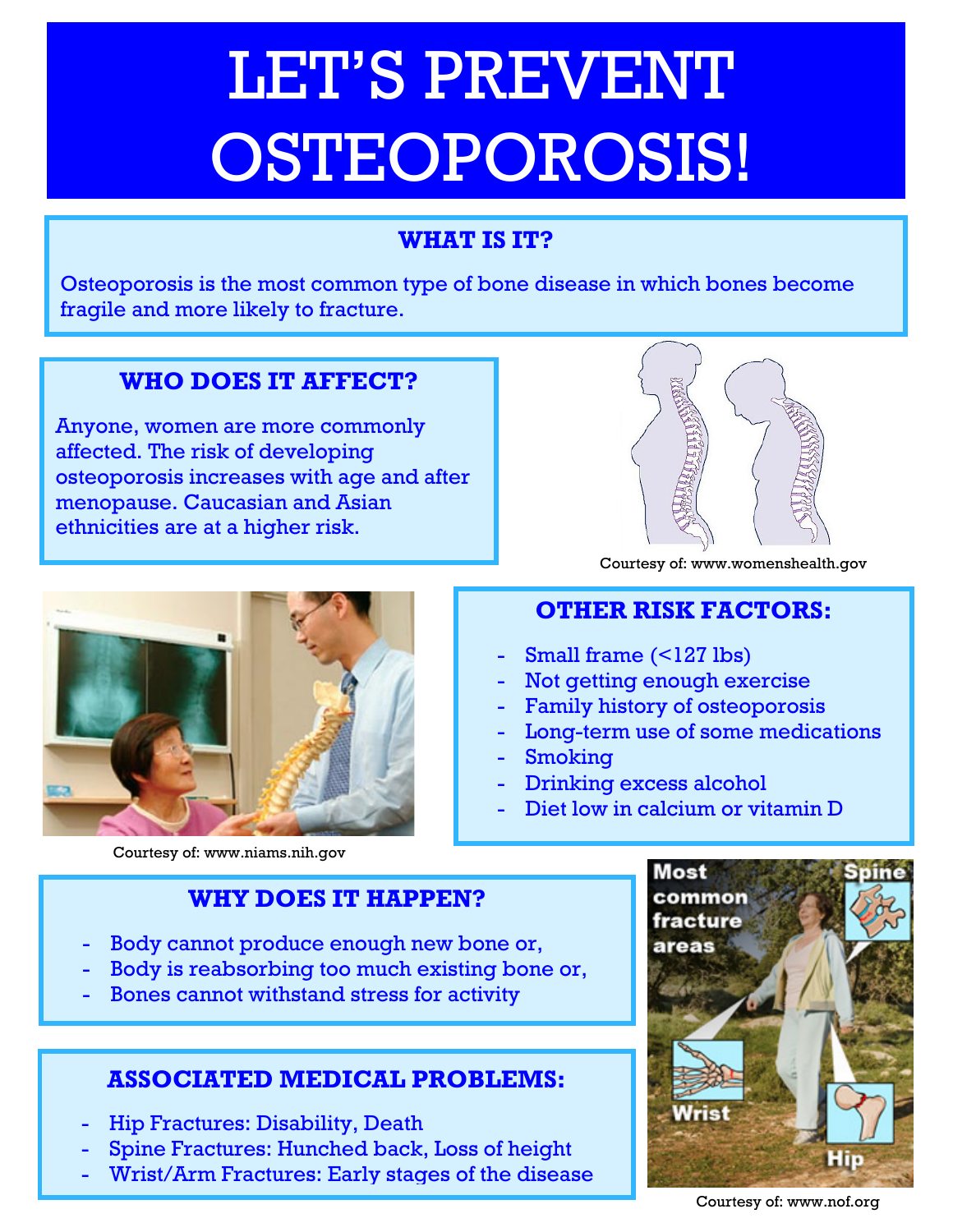# LET'S PREVENT OSTEOPOROSIS!

## WHAT IS IT?

Osteoporosis is the most common type of bone disease in which bones become fragile and more likely to fracture.

## WHO DOES IT AFFECT?

Anyone, women are more commonly affected. The risk of developing osteoporosis increases with age and after menopause. Caucasian and Asian ethnicities are at a higher risk.

Courtesy of: www.womenshealth.gov

Courtesy of: www.niams.nih.gov

## OTHER RISK FACTORS:

- Small frame (<127 lbs)
- Not getting enough exercise
- Family history of osteoporosis
- Long-term use of some medications
- Smoking
- Drinking excess alcohol
- Diet low in calcium or vitamin D

## WHY DOES IT HAPPEN?

- Body cannot produce enough new bone or,
- Body is reabsorbing too much existing bone or,
- Bones cannot withstand stress for activity

## ASSOCIATED MEDICAL PROBLEMS:

- Hip Fractures: Disability, Death
- Spine Fractures: Hunched back, Loss of height
- Wrist/Arm Fractures: Early stages of the disease

Courtesy of: www.nof.org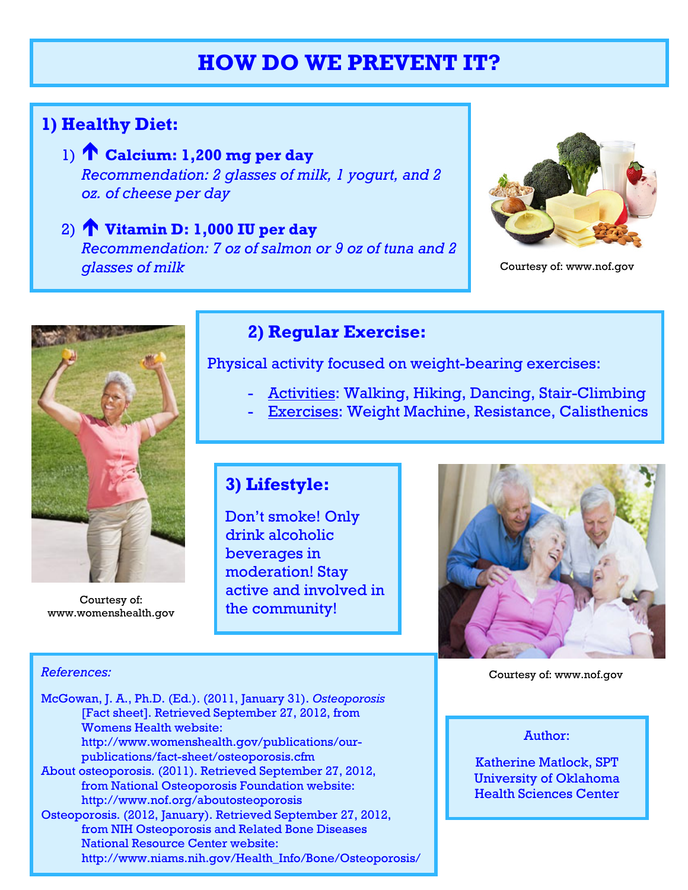# HOW DO WE PREVENT IT?

## 1) Healthy Diet:

1) ↑ **Calcium: 1,200 mg per day**
   *Recommendation: 2 glasses of milk, 1 yogurt, and 2 oz. of cheese per day*

2) ↑ **Vitamin D: 1,000 IU per day**
   *Recommendation: 7 oz of salmon or 9 oz of tuna and 2 glasses of milk*

Courtesy of: www.nof.gov

## 2) Regular Exercise:

Physical activity focused on weight-bearing exercises:

- Activities: Walking, Hiking, Dancing, Stair-Climbing
- Exercises: Weight Machine, Resistance, Calisthenics

Courtesy of: www.womenshealth.gov

## 3) Lifestyle:

Don't smoke! Only drink alcoholic beverages in moderation! Stay active and involved in the community!

Courtesy of: www.nof.gov

*References:*

McGowan, J. A., Ph.D. (Ed.). (2011, January 31). *Osteoporosis* [Fact sheet]. Retrieved September 27, 2012, from Womens Health website: http://www.womenshealth.gov/publications/our-publications/fact-sheet/osteoporosis.cfm

About osteoporosis. (2011). Retrieved September 27, 2012, from National Osteoporosis Foundation website: http://www.nof.org/aboutosteoporosis

Osteoporosis. (2012, January). Retrieved September 27, 2012, from NIH Osteoporosis and Related Bone Diseases National Resource Center website: http://www.niams.nih.gov/Health_Info/Bone/Osteoporosis/

Author:

Katherine Matlock, SPT
University of Oklahoma
Health Sciences Center